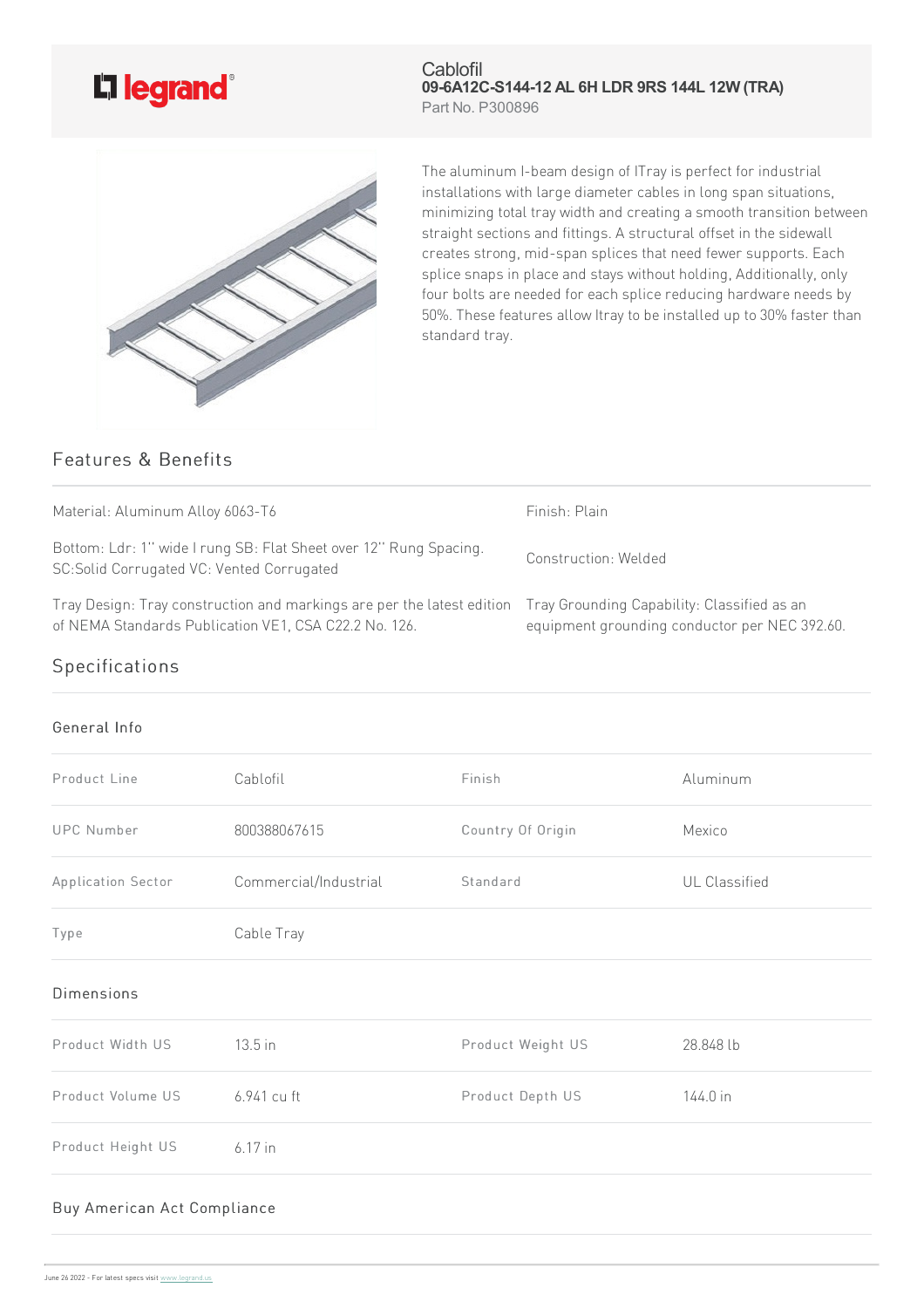legrand

Cablofil
**09-6A12C-S144-12 AL 6H LDR 9RS 144L 12W (TRA)**
Part No. P300896

The aluminum I-beam design of ITray is perfect for industrial installations with large diameter cables in long span situations, minimizing total tray width and creating a smooth transition between straight sections and fittings. A structural offset in the sidewall creates strong, mid-span splices that need fewer supports. Each splice snaps in place and stays without holding, Additionally, only four bolts are needed for each splice reducing hardware needs by 50%. These features allow Itray to be installed up to 30% faster than standard tray.

## Features & Benefits

| | |
|---|---|
| Material: Aluminum Alloy 6063-T6 | Finish: Plain |
| Bottom: Ldr: 1" wide I rung SB: Flat Sheet over 12" Rung Spacing. SC:Solid Corrugated VC: Vented Corrugated | Construction: Welded |
| Tray Design: Tray construction and markings are per the latest edition of NEMA Standards Publication VE1, CSA C22.2 No. 126. | Tray Grounding Capability: Classified as an equipment grounding conductor per NEC 392.60. |

## Specifications

### General Info

| | | | |
|---|---|---|---|
| Product Line | Cablofil | Finish | Aluminum |
| UPC Number | 800388067615 | Country Of Origin | Mexico |
| Application Sector | Commercial/Industrial | Standard | UL Classified |
| Type | Cable Tray | | |

### Dimensions

| | | | |
|---|---|---|---|
| Product Width US | 13.5 in | Product Weight US | 28.848 lb |
| Product Volume US | 6.941 cu ft | Product Depth US | 144.0 in |
| Product Height US | 6.17 in | | |

### Buy American Act Compliance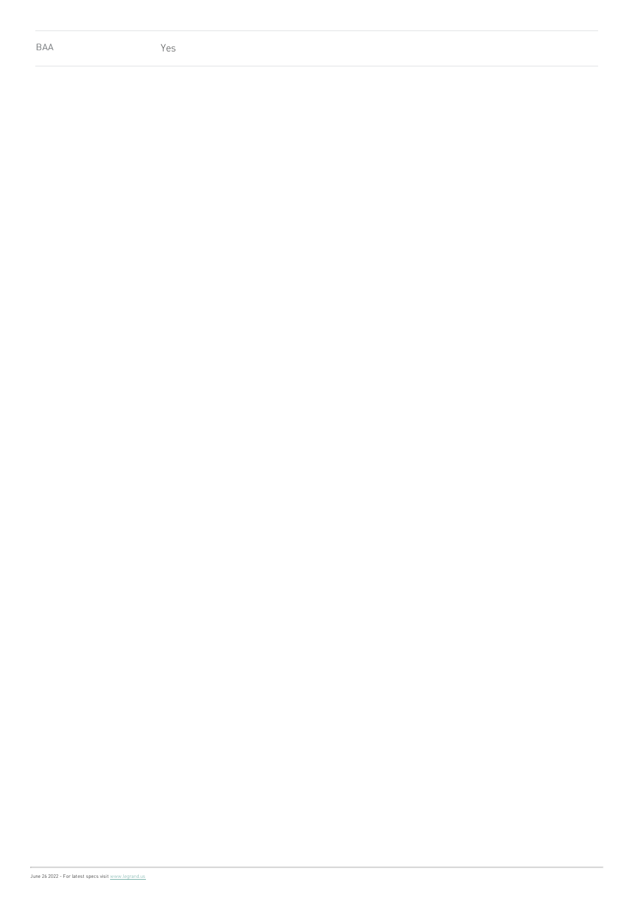| | |
|---|---|
| BAA | Yes |